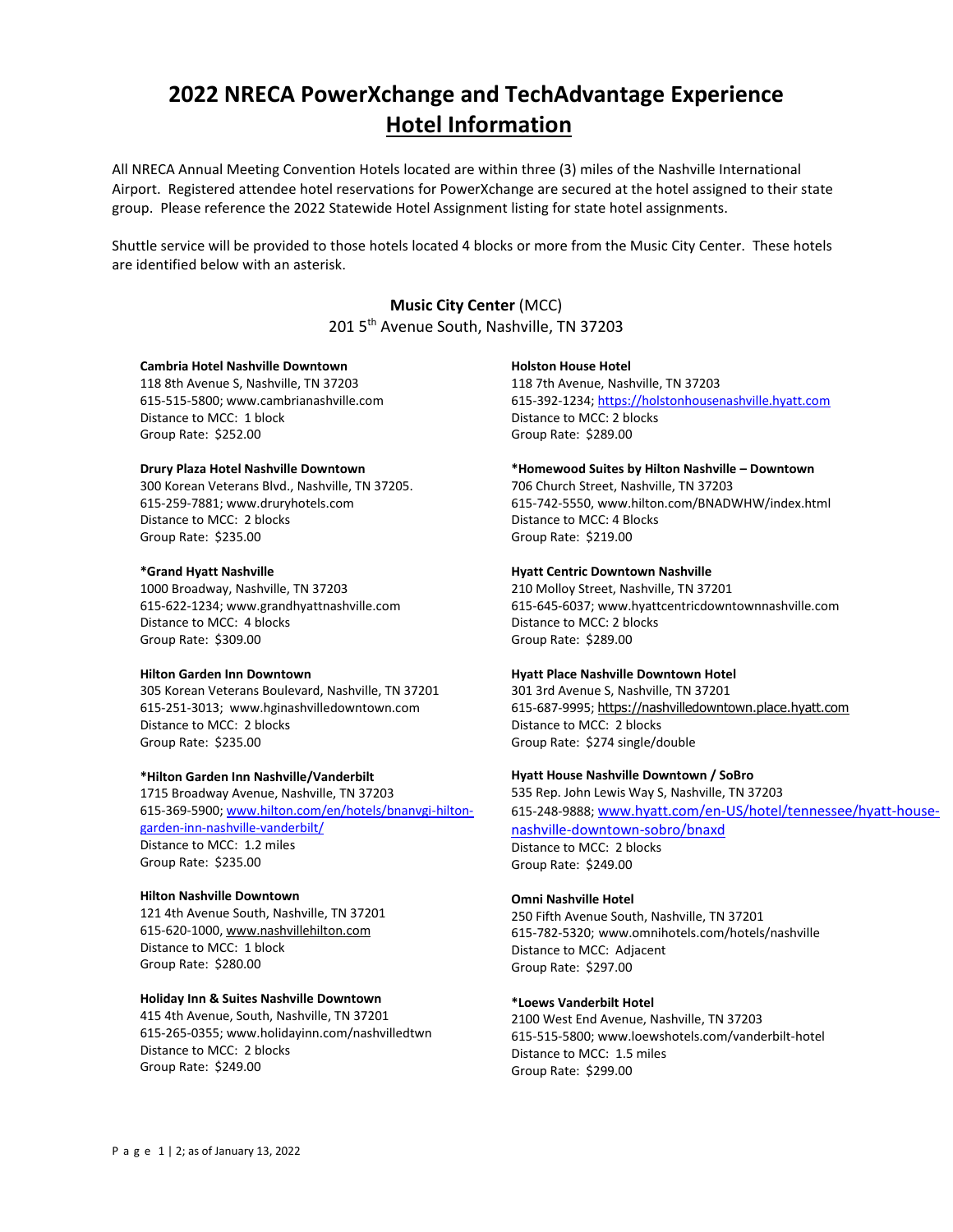# 2022 NRECA PowerXchange and TechAdvantage Experience
## Hotel Information

All NRECA Annual Meeting Convention Hotels located are within three (3) miles of the Nashville International Airport. Registered attendee hotel reservations for PowerXchange are secured at the hotel assigned to their state group. Please reference the 2022 Statewide Hotel Assignment listing for state hotel assignments.

Shuttle service will be provided to those hotels located 4 blocks or more from the Music City Center. These hotels are identified below with an asterisk.

**Music City Center** (MCC)
201 5th Avenue South, Nashville, TN 37203

**Cambria Hotel Nashville Downtown**
118 8th Avenue S, Nashville, TN 37203
615-515-5800; www.cambrianashville.com
Distance to MCC: 1 block
Group Rate: $252.00

**Drury Plaza Hotel Nashville Downtown**
300 Korean Veterans Blvd., Nashville, TN 37205.
615-259-7881; www.druryhotels.com
Distance to MCC: 2 blocks
Group Rate: $235.00

***Grand Hyatt Nashville**
1000 Broadway, Nashville, TN 37203
615-622-1234; www.grandhyattnashville.com
Distance to MCC: 4 blocks
Group Rate: $309.00

**Hilton Garden Inn Downtown**
305 Korean Veterans Boulevard, Nashville, TN 37201
615-251-3013; www.hginashvilledowntown.com
Distance to MCC: 2 blocks
Group Rate: $235.00

***Hilton Garden Inn Nashville/Vanderbilt**
1715 Broadway Avenue, Nashville, TN 37203
615-369-5900; www.hilton.com/en/hotels/bnanvgi-hilton-garden-inn-nashville-vanderbilt/
Distance to MCC: 1.2 miles
Group Rate: $235.00

**Hilton Nashville Downtown**
121 4th Avenue South, Nashville, TN 37201
615-620-1000, www.nashvillehilton.com
Distance to MCC: 1 block
Group Rate: $280.00

**Holiday Inn & Suites Nashville Downtown**
415 4th Avenue, South, Nashville, TN 37201
615-265-0355; www.holidayinn.com/nashvilledtwn
Distance to MCC: 2 blocks
Group Rate: $249.00

**Holston House Hotel**
118 7th Avenue, Nashville, TN 37203
615-392-1234; https://holstonhousenashville.hyatt.com
Distance to MCC: 2 blocks
Group Rate: $289.00

***Homewood Suites by Hilton Nashville – Downtown**
706 Church Street, Nashville, TN 37203
615-742-5550, www.hilton.com/BNADWHW/index.html
Distance to MCC: 4 Blocks
Group Rate: $219.00

**Hyatt Centric Downtown Nashville**
210 Molloy Street, Nashville, TN 37201
615-645-6037; www.hyattcentricdowntownnashville.com
Distance to MCC: 2 blocks
Group Rate: $289.00

**Hyatt Place Nashville Downtown Hotel**
301 3rd Avenue S, Nashville, TN 37201
615-687-9995; https://nashvilledowntown.place.hyatt.com
Distance to MCC: 2 blocks
Group Rate: $274 single/double

**Hyatt House Nashville Downtown / SoBro**
535 Rep. John Lewis Way S, Nashville, TN 37203
615-248-9888; www.hyatt.com/en-US/hotel/tennessee/hyatt-house-nashville-downtown-sobro/bnaxd
Distance to MCC: 2 blocks
Group Rate: $249.00

**Omni Nashville Hotel**
250 Fifth Avenue South, Nashville, TN 37201
615-782-5320; www.omnihotels.com/hotels/nashville
Distance to MCC: Adjacent
Group Rate: $297.00

***Loews Vanderbilt Hotel**
2100 West End Avenue, Nashville, TN 37203
615-515-5800; www.loewshotels.com/vanderbilt-hotel
Distance to MCC: 1.5 miles
Group Rate: $299.00

as of January 13, 2022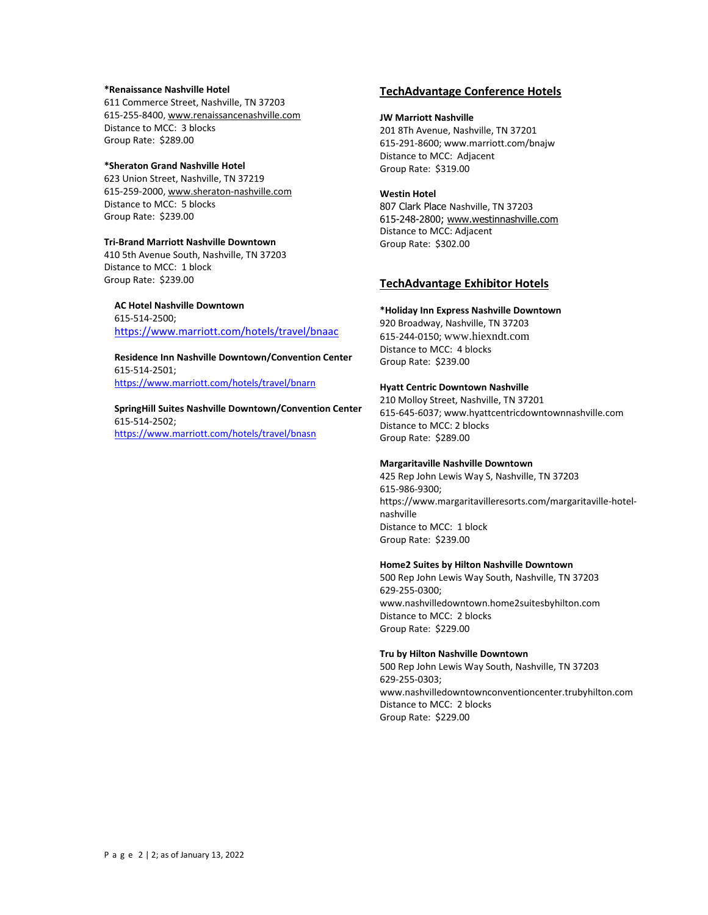**\*Renaissance Nashville Hotel**
611 Commerce Street, Nashville, TN 37203
615-255-8400, www.renaissancenashville.com
Distance to MCC: 3 blocks
Group Rate: $289.00

**\*Sheraton Grand Nashville Hotel**
623 Union Street, Nashville, TN 37219
615-259-2000, www.sheraton-nashville.com
Distance to MCC: 5 blocks
Group Rate: $239.00

**Tri-Brand Marriott Nashville Downtown**
410 5th Avenue South, Nashville, TN 37203
Distance to MCC: 1 block
Group Rate: $239.00

**AC Hotel Nashville Downtown**
615-514-2500;
https://www.marriott.com/hotels/travel/bnaac

**Residence Inn Nashville Downtown/Convention Center**
615-514-2501;
https://www.marriott.com/hotels/travel/bnarn

**SpringHill Suites Nashville Downtown/Convention Center**
615-514-2502;
https://www.marriott.com/hotels/travel/bnasn

## TechAdvantage Conference Hotels

**JW Marriott Nashville**
201 8Th Avenue, Nashville, TN 37201
615-291-8600; www.marriott.com/bnajw
Distance to MCC: Adjacent
Group Rate: $319.00

**Westin Hotel**
807 Clark Place Nashville, TN 37203
615-248-2800; www.westinnashville.com
Distance to MCC: Adjacent
Group Rate: $302.00

## TechAdvantage Exhibitor Hotels

**\*Holiday Inn Express Nashville Downtown**
920 Broadway, Nashville, TN 37203
615-244-0150; www.hiexndt.com
Distance to MCC: 4 blocks
Group Rate: $239.00

**Hyatt Centric Downtown Nashville**
210 Molloy Street, Nashville, TN 37201
615-645-6037; www.hyattcentricdowntownnashville.com
Distance to MCC: 2 blocks
Group Rate: $289.00

**Margaritaville Nashville Downtown**
425 Rep John Lewis Way S, Nashville, TN 37203
615-986-9300;
https://www.margaritavilleresorts.com/margaritaville-hotel-nashville
Distance to MCC: 1 block
Group Rate: $239.00

**Home2 Suites by Hilton Nashville Downtown**
500 Rep John Lewis Way South, Nashville, TN 37203
629-255-0300;
www.nashvilledowntown.home2suitesbyhilton.com
Distance to MCC: 2 blocks
Group Rate: $229.00

**Tru by Hilton Nashville Downtown**
500 Rep John Lewis Way South, Nashville, TN 37203
629-255-0303;
www.nashvilledowntownconventioncenter.trubyhilton.com
Distance to MCC: 2 blocks
Group Rate: $229.00

as of January 13, 2022